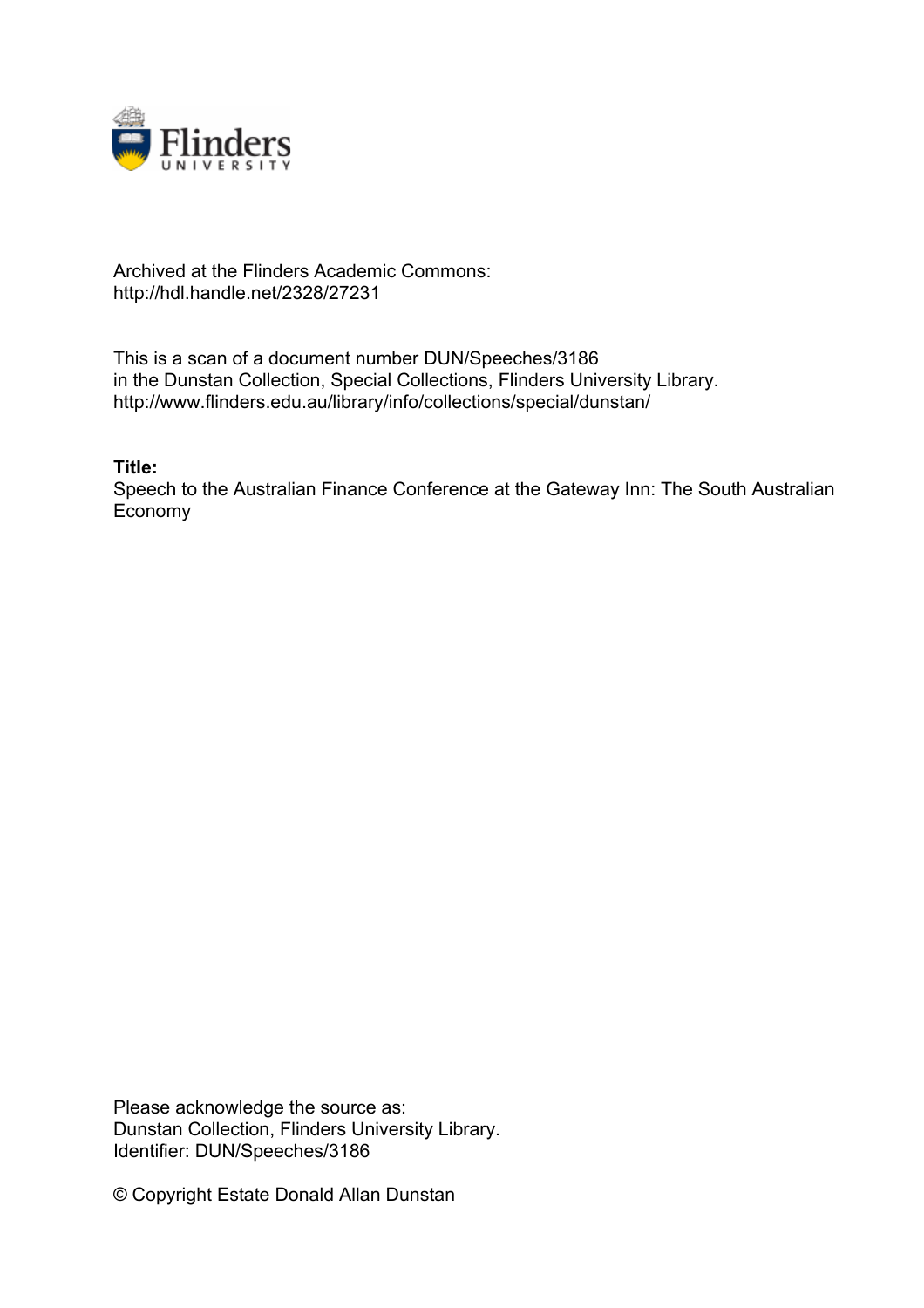Archived at the Flinders Academic Commons:
http://hdl.handle.net/2328/27231

This is a scan of a document number DUN/Speeches/3186
in the Dunstan Collection, Special Collections, Flinders University Library.
http://www.flinders.edu.au/library/info/collections/special/dunstan/

**Title:**
Speech to the Australian Finance Conference at the Gateway Inn: The South Australian Economy

Please acknowledge the source as:
Dunstan Collection, Flinders University Library.
Identifier: DUN/Speeches/3186

© Copyright Estate Donald Allan Dunstan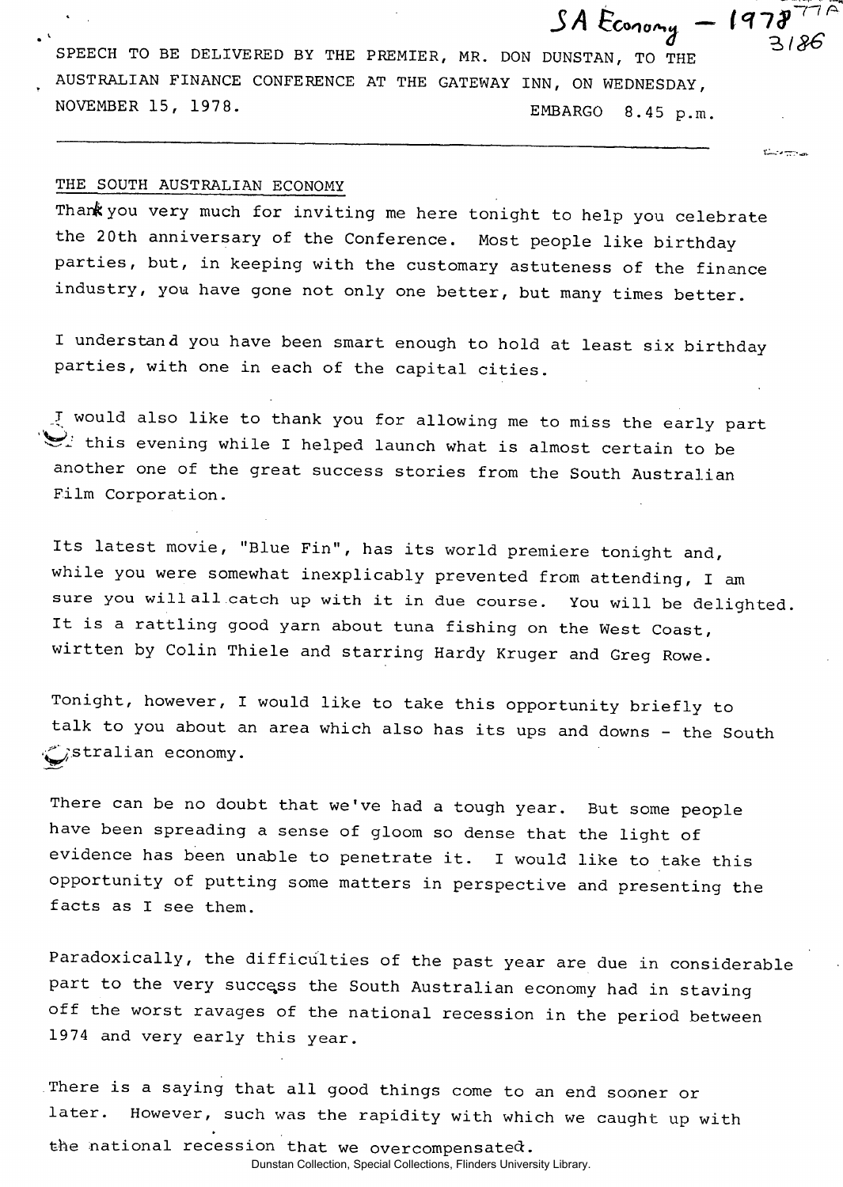SA Economy – 1978 77A 3186

SPEECH TO BE DELIVERED BY THE PREMIER, MR. DON DUNSTAN, TO THE AUSTRALIAN FINANCE CONFERENCE AT THE GATEWAY INN, ON WEDNESDAY, NOVEMBER 15, 1978. EMBARGO 8.45 p.m.

---

THE SOUTH AUSTRALIAN ECONOMY

Thank you very much for inviting me here tonight to help you celebrate the 20th anniversary of the Conference. Most people like birthday parties, but, in keeping with the customary astuteness of the finance industry, you have gone not only one better, but many times better.

I understand you have been smart enough to hold at least six birthday parties, with one in each of the capital cities.

I would also like to thank you for allowing me to miss the early part of this evening while I helped launch what is almost certain to be another one of the great success stories from the South Australian Film Corporation.

Its latest movie, "Blue Fin", has its world premiere tonight and, while you were somewhat inexplicably prevented from attending, I am sure you will all catch up with it in due course. You will be delighted. It is a rattling good yarn about tuna fishing on the West Coast, wirtten by Colin Thiele and starring Hardy Kruger and Greg Rowe.

Tonight, however, I would like to take this opportunity briefly to talk to you about an area which also has its ups and downs - the South Australian economy.

There can be no doubt that we've had a tough year. But some people have been spreading a sense of gloom so dense that the light of evidence has been unable to penetrate it. I would like to take this opportunity of putting some matters in perspective and presenting the facts as I see them.

Paradoxically, the difficulties of the past year are due in considerable part to the very success the South Australian economy had in staving off the worst ravages of the national recession in the period between 1974 and very early this year.

There is a saying that all good things come to an end sooner or later. However, such was the rapidity with which we caught up with the national recession that we overcompensated.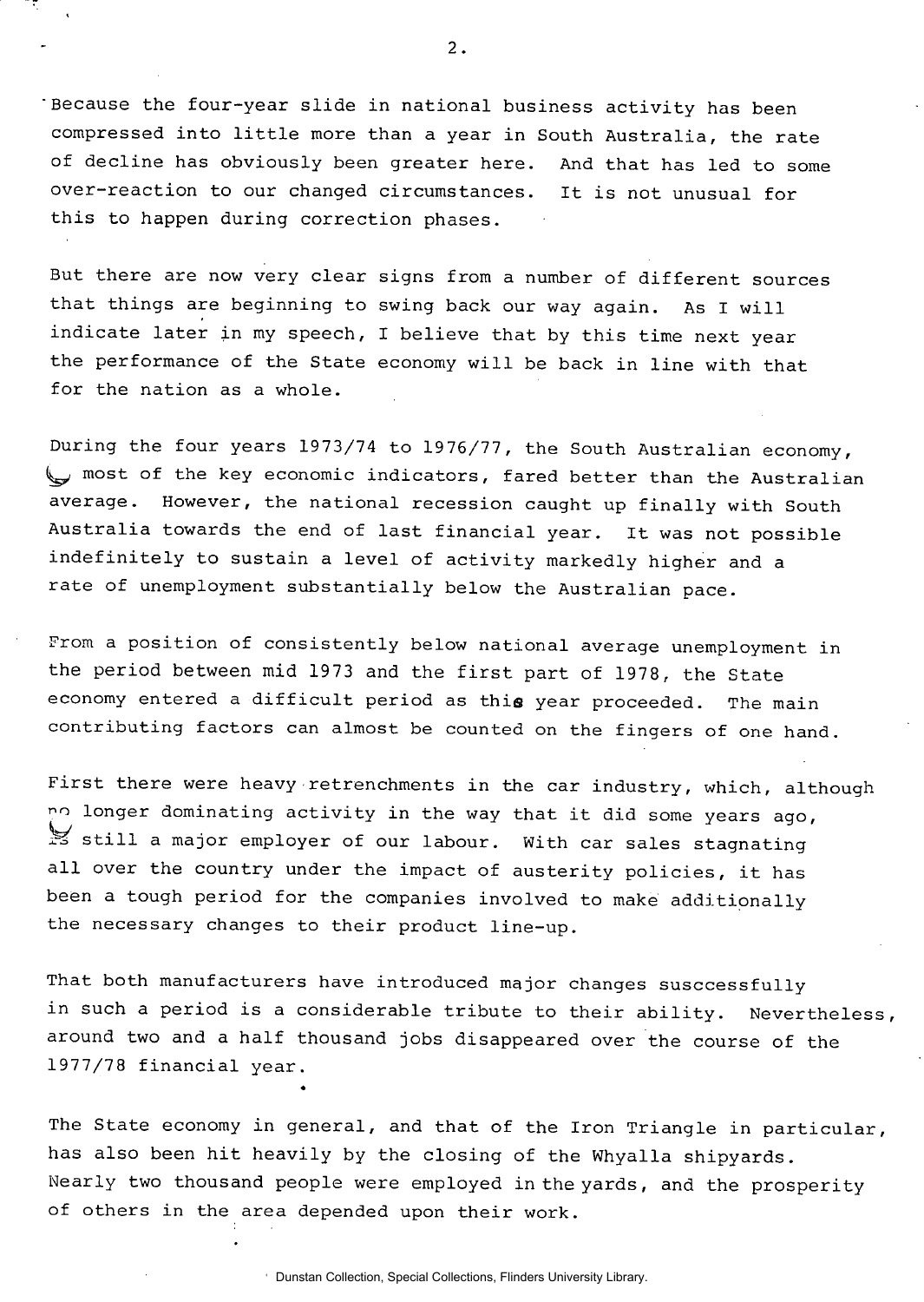Because the four-year slide in national business activity has been compressed into little more than a year in South Australia, the rate of decline has obviously been greater here. And that has led to some over-reaction to our changed circumstances. It is not unusual for this to happen during correction phases.

But there are now very clear signs from a number of different sources that things are beginning to swing back our way again. As I will indicate later in my speech, I believe that by this time next year the performance of the State economy will be back in line with that for the nation as a whole.

During the four years 1973/74 to 1976/77, the South Australian economy, on most of the key economic indicators, fared better than the Australian average. However, the national recession caught up finally with South Australia towards the end of last financial year. It was not possible indefinitely to sustain a level of activity markedly higher and a rate of unemployment substantially below the Australian pace.

From a position of consistently below national average unemployment in the period between mid 1973 and the first part of 1978, the State economy entered a difficult period as this year proceeded. The main contributing factors can almost be counted on the fingers of one hand.

First there were heavy retrenchments in the car industry, which, although no longer dominating activity in the way that it did some years ago, is still a major employer of our labour. With car sales stagnating all over the country under the impact of austerity policies, it has been a tough period for the companies involved to make additionally the necessary changes to their product line-up.

That both manufacturers have introduced major changes susccessfully in such a period is a considerable tribute to their ability. Nevertheless, around two and a half thousand jobs disappeared over the course of the 1977/78 financial year.

The State economy in general, and that of the Iron Triangle in particular, has also been hit heavily by the closing of the Whyalla shipyards. Nearly two thousand people were employed in the yards, and the prosperity of others in the area depended upon their work.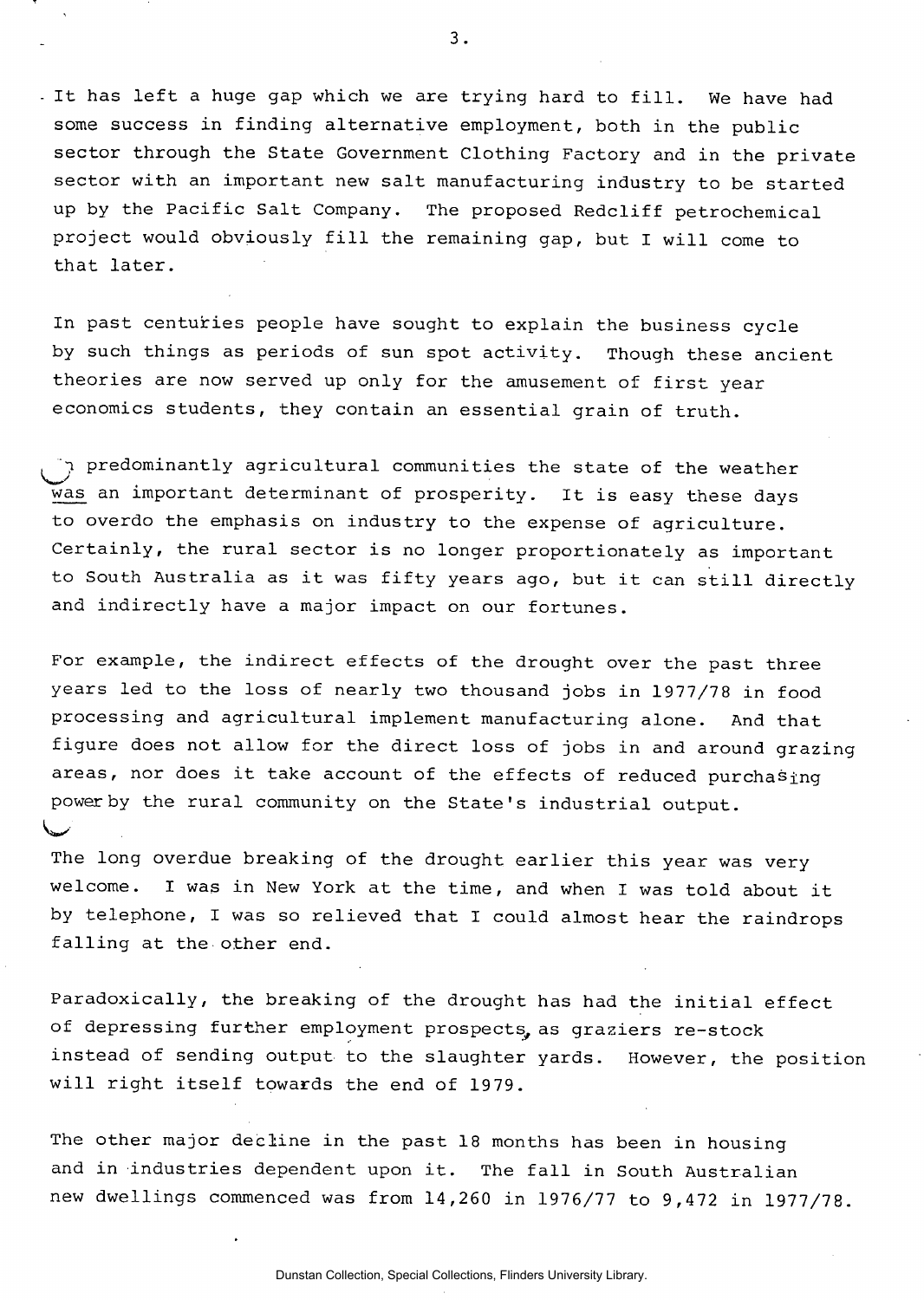It has left a huge gap which we are trying hard to fill. We have had some success in finding alternative employment, both in the public sector through the State Government Clothing Factory and in the private sector with an important new salt manufacturing industry to be started up by the Pacific Salt Company. The proposed Redcliff petrochemical project would obviously fill the remaining gap, but I will come to that later.

In past centuries people have sought to explain the business cycle by such things as periods of sun spot activity. Though these ancient theories are now served up only for the amusement of first year economics students, they contain an essential grain of truth.

In predominantly agricultural communities the state of the weather was an important determinant of prosperity. It is easy these days to overdo the emphasis on industry to the expense of agriculture. Certainly, the rural sector is no longer proportionately as important to South Australia as it was fifty years ago, but it can still directly and indirectly have a major impact on our fortunes.

For example, the indirect effects of the drought over the past three years led to the loss of nearly two thousand jobs in 1977/78 in food processing and agricultural implement manufacturing alone. And that figure does not allow for the direct loss of jobs in and around grazing areas, nor does it take account of the effects of reduced purchasing power by the rural community on the State's industrial output.

The long overdue breaking of the drought earlier this year was very welcome. I was in New York at the time, and when I was told about it by telephone, I was so relieved that I could almost hear the raindrops falling at the other end.

Paradoxically, the breaking of the drought has had the initial effect of depressing further employment prospects, as graziers re-stock instead of sending output to the slaughter yards. However, the position will right itself towards the end of 1979.

The other major decline in the past 18 months has been in housing and in industries dependent upon it. The fall in South Australian new dwellings commenced was from 14,260 in 1976/77 to 9,472 in 1977/78.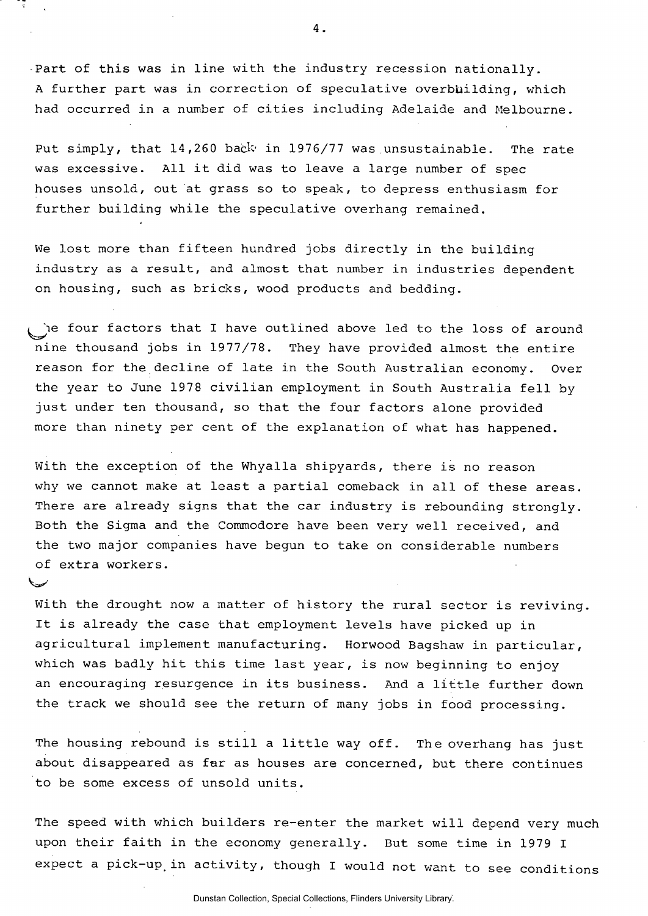Part of this was in line with the industry recession nationally. A further part was in correction of speculative overbuilding, which had occurred in a number of cities including Adelaide and Melbourne.

Put simply, that 14,260 back in 1976/77 was unsustainable. The rate was excessive. All it did was to leave a large number of spec houses unsold, out at grass so to speak, to depress enthusiasm for further building while the speculative overhang remained.

We lost more than fifteen hundred jobs directly in the building industry as a result, and almost that number in industries dependent on housing, such as bricks, wood products and bedding.

The four factors that I have outlined above led to the loss of around nine thousand jobs in 1977/78. They have provided almost the entire reason for the decline of late in the South Australian economy. Over the year to June 1978 civilian employment in South Australia fell by just under ten thousand, so that the four factors alone provided more than ninety per cent of the explanation of what has happened.

With the exception of the Whyalla shipyards, there is no reason why we cannot make at least a partial comeback in all of these areas. There are already signs that the car industry is rebounding strongly. Both the Sigma and the Commodore have been very well received, and the two major companies have begun to take on considerable numbers of extra workers.

With the drought now a matter of history the rural sector is reviving. It is already the case that employment levels have picked up in agricultural implement manufacturing. Horwood Bagshaw in particular, which was badly hit this time last year, is now beginning to enjoy an encouraging resurgence in its business. And a little further down the track we should see the return of many jobs in food processing.

The housing rebound is still a little way off. The overhang has just about disappeared as far as houses are concerned, but there continues to be some excess of unsold units.

The speed with which builders re-enter the market will depend very much upon their faith in the economy generally. But some time in 1979 I expect a pick-up in activity, though I would not want to see conditions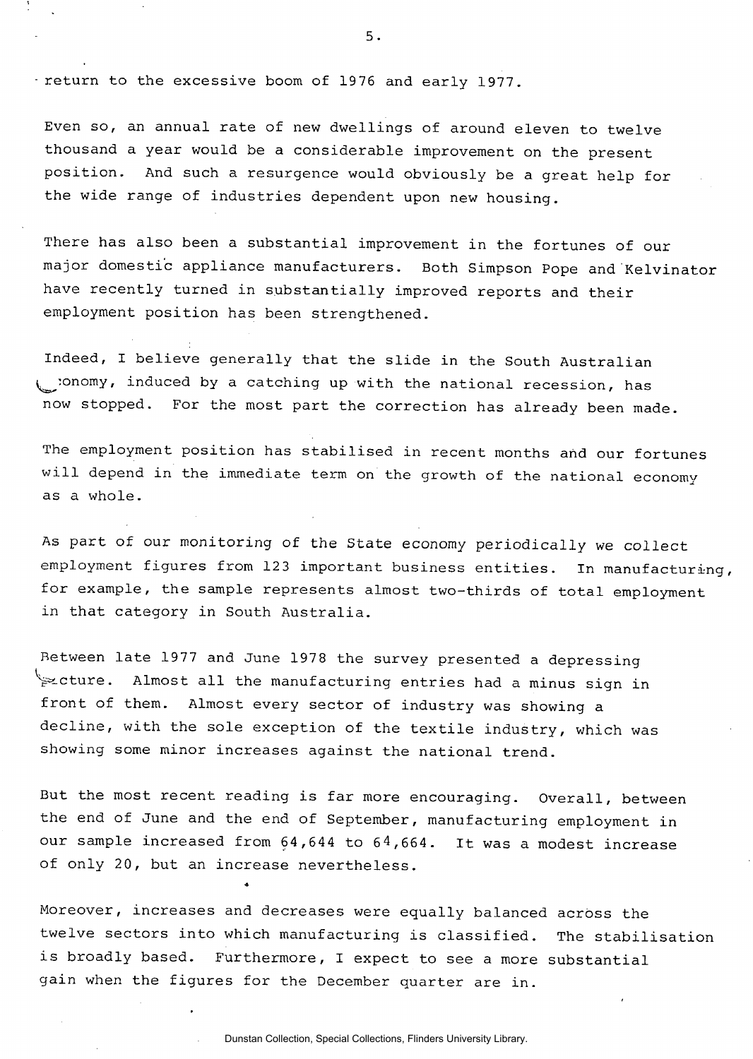return to the excessive boom of 1976 and early 1977.

Even so, an annual rate of new dwellings of around eleven to twelve thousand a year would be a considerable improvement on the present position. And such a resurgence would obviously be a great help for the wide range of industries dependent upon new housing.

There has also been a substantial improvement in the fortunes of our major domestic appliance manufacturers. Both Simpson Pope and Kelvinator have recently turned in substantially improved reports and their employment position has been strengthened.

Indeed, I believe generally that the slide in the South Australian economy, induced by a catching up with the national recession, has now stopped. For the most part the correction has already been made.

The employment position has stabilised in recent months and our fortunes will depend in the immediate term on the growth of the national economy as a whole.

As part of our monitoring of the State economy periodically we collect employment figures from 123 important business entities. In manufacturing, for example, the sample represents almost two-thirds of total employment in that category in South Australia.

Between late 1977 and June 1978 the survey presented a depressing picture. Almost all the manufacturing entries had a minus sign in front of them. Almost every sector of industry was showing a decline, with the sole exception of the textile industry, which was showing some minor increases against the national trend.

But the most recent reading is far more encouraging. Overall, between the end of June and the end of September, manufacturing employment in our sample increased from 64,644 to 64,664. It was a modest increase of only 20, but an increase nevertheless.

Moreover, increases and decreases were equally balanced across the twelve sectors into which manufacturing is classified. The stabilisation is broadly based. Furthermore, I expect to see a more substantial gain when the figures for the December quarter are in.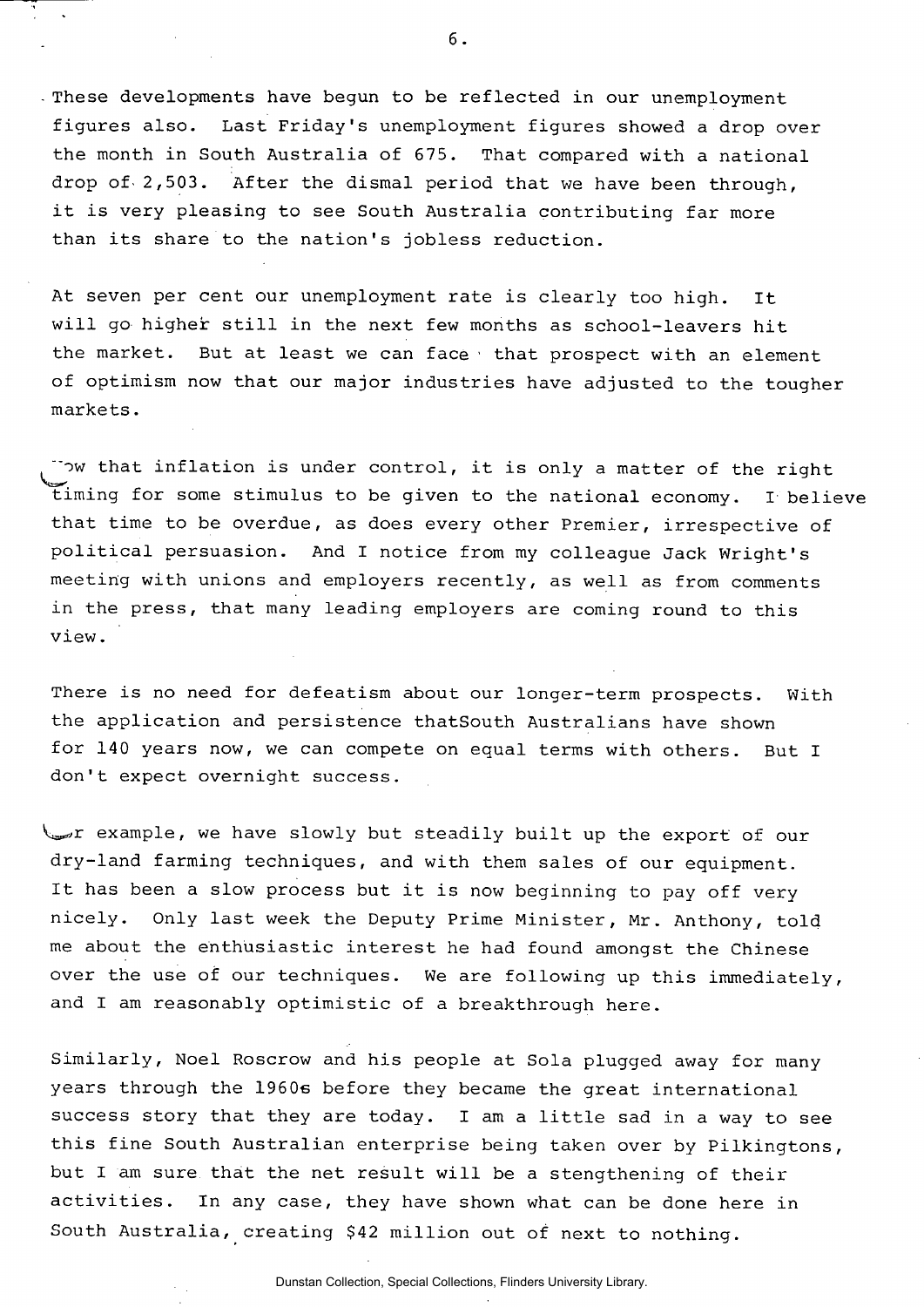These developments have begun to be reflected in our unemployment figures also. Last Friday's unemployment figures showed a drop over the month in South Australia of 675. That compared with a national drop of 2,503. After the dismal period that we have been through, it is very pleasing to see South Australia contributing far more than its share to the nation's jobless reduction.

At seven per cent our unemployment rate is clearly too high. It will go higher still in the next few months as school-leavers hit the market. But at least we can face that prospect with an element of optimism now that our major industries have adjusted to the tougher markets.

Now that inflation is under control, it is only a matter of the right timing for some stimulus to be given to the national economy. I believe that time to be overdue, as does every other Premier, irrespective of political persuasion. And I notice from my colleague Jack Wright's meeting with unions and employers recently, as well as from comments in the press, that many leading employers are coming round to this view.

There is no need for defeatism about our longer-term prospects. With the application and persistence thatSouth Australians have shown for 140 years now, we can compete on equal terms with others. But I don't expect overnight success.

For example, we have slowly but steadily built up the export of our dry-land farming techniques, and with them sales of our equipment. It has been a slow process but it is now beginning to pay off very nicely. Only last week the Deputy Prime Minister, Mr. Anthony, told me about the enthusiastic interest he had found amongst the Chinese over the use of our techniques. We are following up this immediately, and I am reasonably optimistic of a breakthrough here.

Similarly, Noel Roscrow and his people at Sola plugged away for many years through the 1960s before they became the great international success story that they are today. I am a little sad in a way to see this fine South Australian enterprise being taken over by Pilkingtons, but I am sure that the net result will be a stengthening of their activities. In any case, they have shown what can be done here in South Australia, creating $42 million out of next to nothing.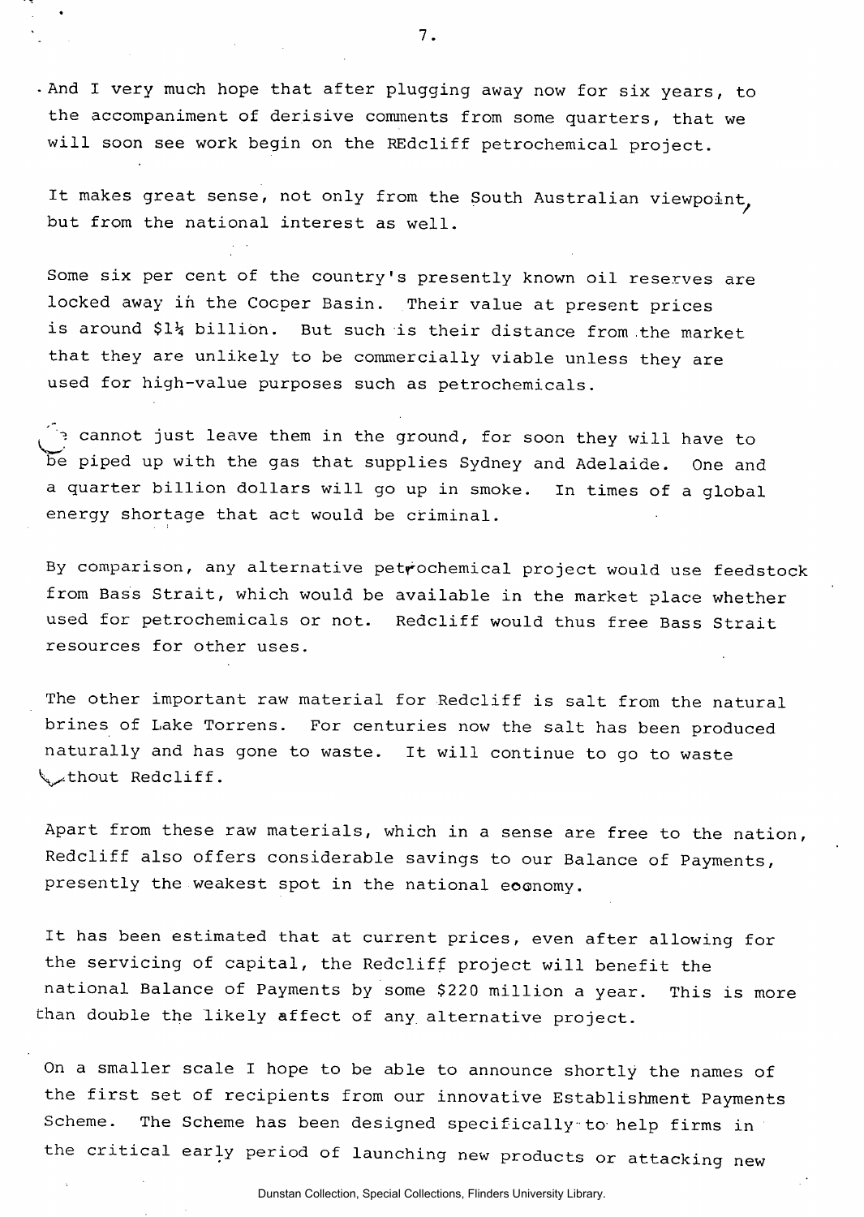And I very much hope that after plugging away now for six years, to the accompaniment of derisive comments from some quarters, that we will soon see work begin on the REdcliff petrochemical project.

It makes great sense, not only from the South Australian viewpoint, but from the national interest as well.

Some six per cent of the country's presently known oil reserves are locked away in the Cooper Basin. Their value at present prices is around $1¼ billion. But such is their distance from the market that they are unlikely to be commercially viable unless they are used for high-value purposes such as petrochemicals.

We cannot just leave them in the ground, for soon they will have to be piped up with the gas that supplies Sydney and Adelaide. One and a quarter billion dollars will go up in smoke. In times of a global energy shortage that act would be criminal.

By comparison, any alternative petrochemical project would use feedstock from Bass Strait, which would be available in the market place whether used for petrochemicals or not. Redcliff would thus free Bass Strait resources for other uses.

The other important raw material for Redcliff is salt from the natural brines of Lake Torrens. For centuries now the salt has been produced naturally and has gone to waste. It will continue to go to waste without Redcliff.

Apart from these raw materials, which in a sense are free to the nation, Redcliff also offers considerable savings to our Balance of Payments, presently the weakest spot in the national economy.

It has been estimated that at current prices, even after allowing for the servicing of capital, the Redcliff project will benefit the national Balance of Payments by some $220 million a year. This is more than double the likely affect of any alternative project.

On a smaller scale I hope to be able to announce shortly the names of the first set of recipients from our innovative Establishment Payments Scheme. The Scheme has been designed specifically to help firms in the critical early period of launching new products or attacking new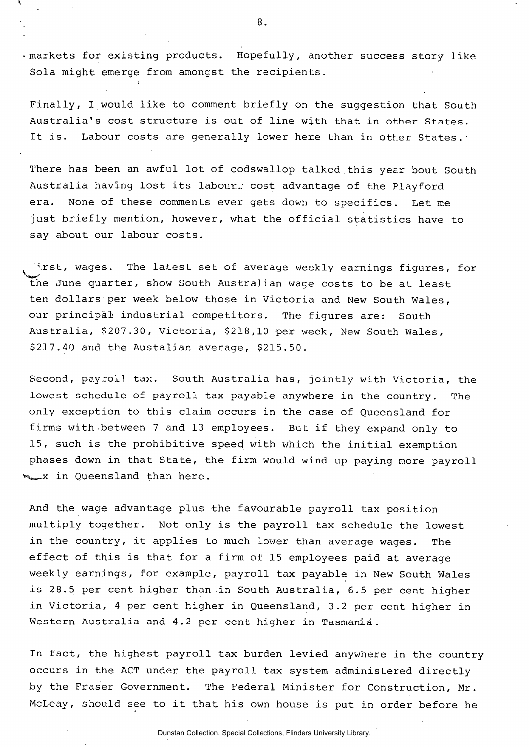markets for existing products. Hopefully, another success story like Sola might emerge from amongst the recipients.

Finally, I would like to comment briefly on the suggestion that South Australia's cost structure is out of line with that in other States. It is. Labour costs are generally lower here than in other States.

There has been an awful lot of codswallop talked this year bout South Australia having lost its labour cost advantage of the Playford era. None of these comments ever gets down to specifics. Let me just briefly mention, however, what the official statistics have to say about our labour costs.

First, wages. The latest set of average weekly earnings figures, for the June quarter, show South Australian wage costs to be at least ten dollars per week below those in Victoria and New South Wales, our principal industrial competitors. The figures are: South Australia, $207.30, Victoria, $218,10 per week, New South Wales, $217.40 and the Austalian average, $215.50.

Second, payroll tax. South Australia has, jointly with Victoria, the lowest schedule of payroll tax payable anywhere in the country. The only exception to this claim occurs in the case of Queensland for firms with between 7 and 13 employees. But if they expand only to 15, such is the prohibitive speed with which the initial exemption phases down in that State, the firm would wind up paying more payroll tax in Queensland than here.

And the wage advantage plus the favourable payroll tax position multiply together. Not only is the payroll tax schedule the lowest in the country, it applies to much lower than average wages. The effect of this is that for a firm of 15 employees paid at average weekly earnings, for example, payroll tax payable in New South Wales is 28.5 per cent higher than in South Australia, 6.5 per cent higher in Victoria, 4 per cent higher in Queensland, 3.2 per cent higher in Western Australia and 4.2 per cent higher in Tasmania.

In fact, the highest payroll tax burden levied anywhere in the country occurs in the ACT under the payroll tax system administered directly by the Fraser Government. The Federal Minister for Construction, Mr. McLeay, should see to it that his own house is put in order before he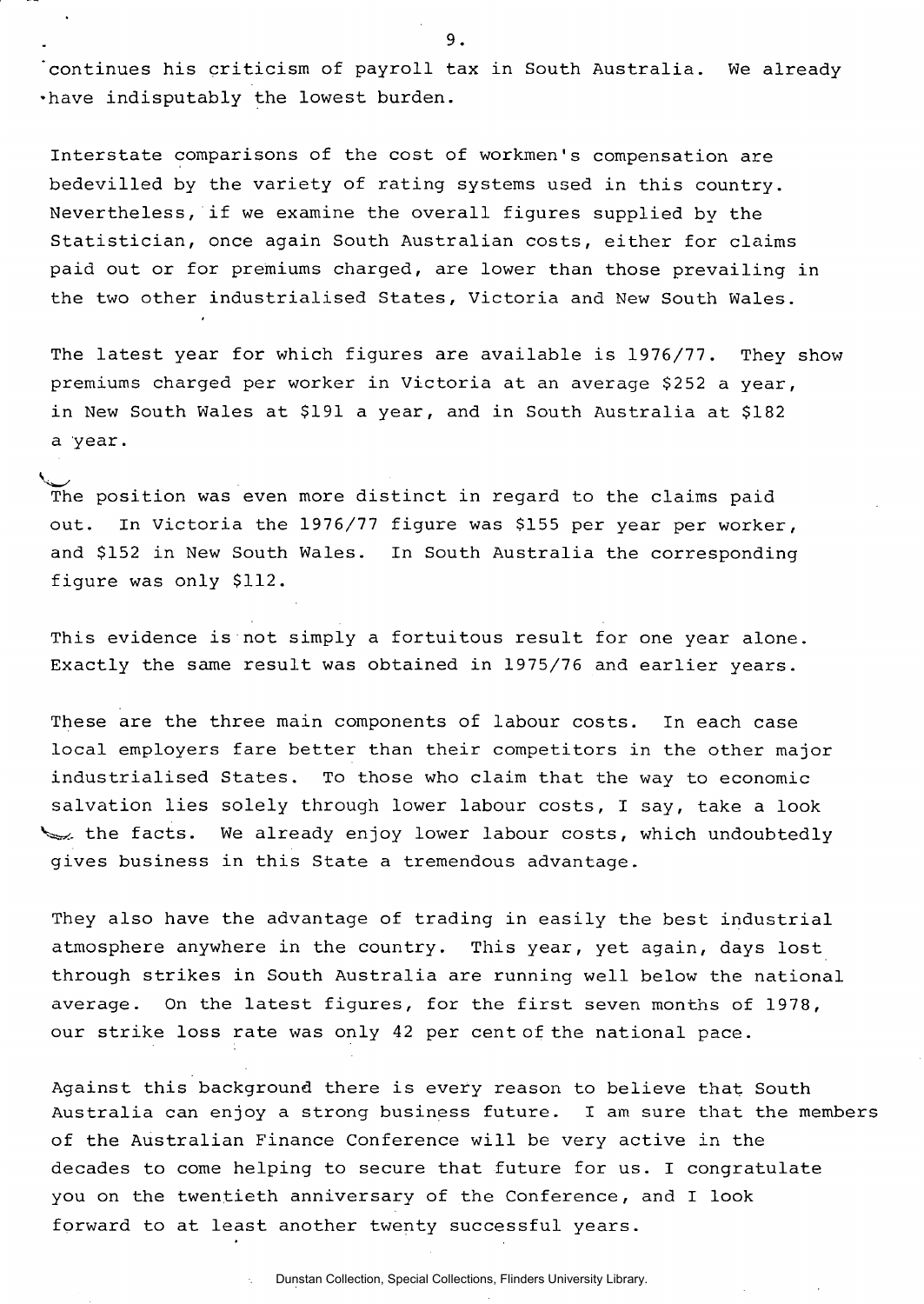continues his criticism of payroll tax in South Australia. We already have indisputably the lowest burden.

Interstate comparisons of the cost of workmen's compensation are bedevilled by the variety of rating systems used in this country. Nevertheless, if we examine the overall figures supplied by the Statistician, once again South Australian costs, either for claims paid out or for premiums charged, are lower than those prevailing in the two other industrialised States, Victoria and New South Wales.

The latest year for which figures are available is 1976/77. They show premiums charged per worker in Victoria at an average $252 a year, in New South Wales at $191 a year, and in South Australia at $182 a year.

The position was even more distinct in regard to the claims paid out. In Victoria the 1976/77 figure was $155 per year per worker, and $152 in New South Wales. In South Australia the corresponding figure was only $112.

This evidence is not simply a fortuitous result for one year alone. Exactly the same result was obtained in 1975/76 and earlier years.

These are the three main components of labour costs. In each case local employers fare better than their competitors in the other major industrialised States. To those who claim that the way to economic salvation lies solely through lower labour costs, I say, take a look the facts. We already enjoy lower labour costs, which undoubtedly gives business in this State a tremendous advantage.

They also have the advantage of trading in easily the best industrial atmosphere anywhere in the country. This year, yet again, days lost through strikes in South Australia are running well below the national average. On the latest figures, for the first seven months of 1978, our strike loss rate was only 42 per cent of the national pace.

Against this background there is every reason to believe that South Australia can enjoy a strong business future. I am sure that the members of the Australian Finance Conference will be very active in the decades to come helping to secure that future for us. I congratulate you on the twentieth anniversary of the Conference, and I look forward to at least another twenty successful years.